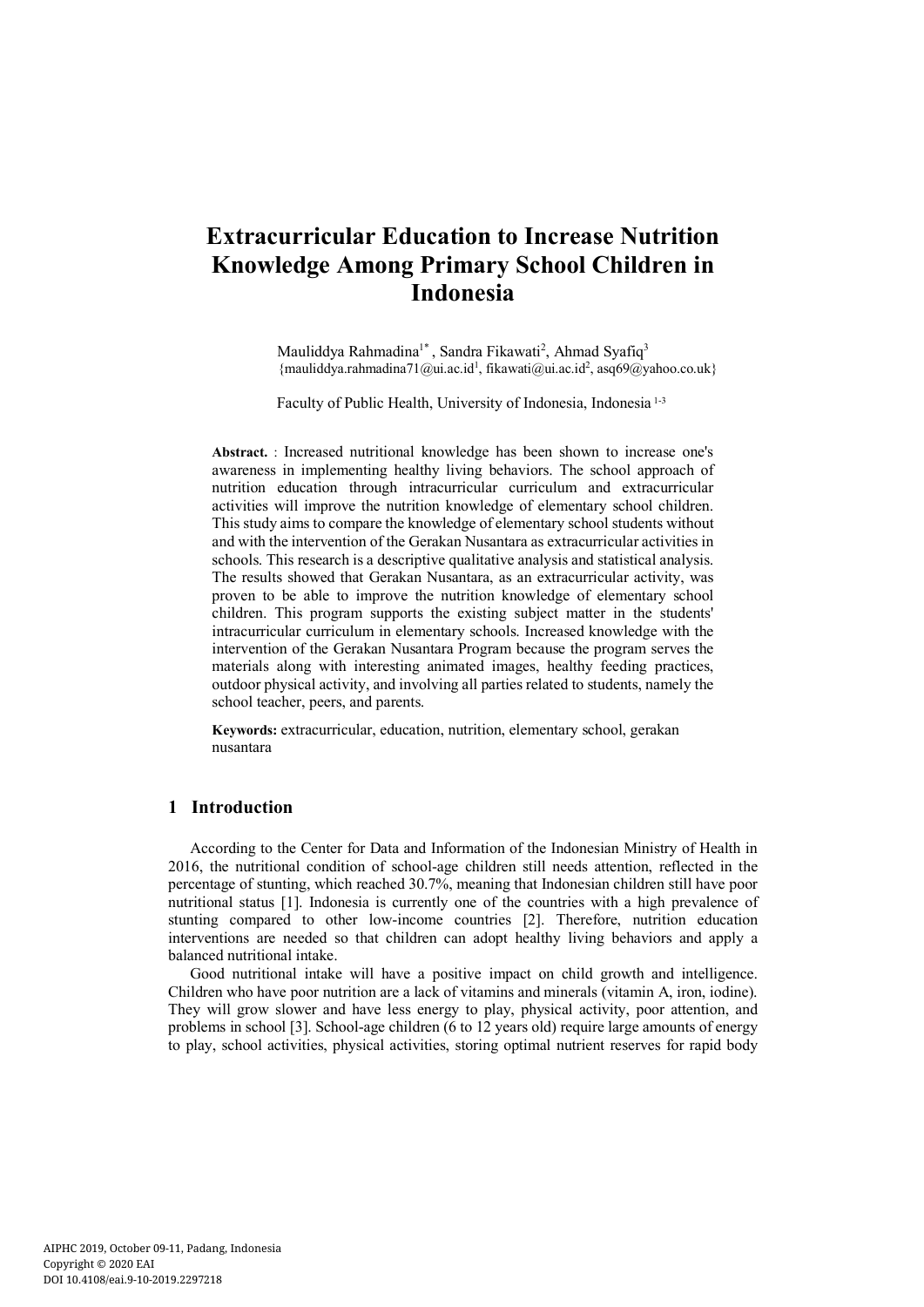# Extracurricular Education to Increase Nutrition Knowledge Among Primary School Children in Indonesia

Mauliddya Rahmadina[1*] , Sandra Fikawati[2], Ahmad Syafiq[3]
{mauliddya.rahmadina71@ui.ac.id[1], fikawati@ui.ac.id[2], asq69@yahoo.co.uk}

Faculty of Public Health, University of Indonesia, Indonesia [1-3]

**Abstract.** : Increased nutritional knowledge has been shown to increase one's awareness in implementing healthy living behaviors. The school approach of nutrition education through intracurricular curriculum and extracurricular activities will improve the nutrition knowledge of elementary school children. This study aims to compare the knowledge of elementary school students without and with the intervention of the Gerakan Nusantara as extracurricular activities in schools. This research is a descriptive qualitative analysis and statistical analysis. The results showed that Gerakan Nusantara, as an extracurricular activity, was proven to be able to improve the nutrition knowledge of elementary school children. This program supports the existing subject matter in the students' intracurricular curriculum in elementary schools. Increased knowledge with the intervention of the Gerakan Nusantara Program because the program serves the materials along with interesting animated images, healthy feeding practices, outdoor physical activity, and involving all parties related to students, namely the school teacher, peers, and parents.

**Keywords:** extracurricular, education, nutrition, elementary school, gerakan nusantara

## 1 Introduction

According to the Center for Data and Information of the Indonesian Ministry of Health in 2016, the nutritional condition of school-age children still needs attention, reflected in the percentage of stunting, which reached 30.7%, meaning that Indonesian children still have poor nutritional status [1]. Indonesia is currently one of the countries with a high prevalence of stunting compared to other low-income countries [2]. Therefore, nutrition education interventions are needed so that children can adopt healthy living behaviors and apply a balanced nutritional intake.

Good nutritional intake will have a positive impact on child growth and intelligence. Children who have poor nutrition are a lack of vitamins and minerals (vitamin A, iron, iodine). They will grow slower and have less energy to play, physical activity, poor attention, and problems in school [3]. School-age children (6 to 12 years old) require large amounts of energy to play, school activities, physical activities, storing optimal nutrient reserves for rapid body

AIPHC 2019, October 09-11, Padang, Indonesia
Copyright © 2020 EAI
DOI 10.4108/eai.9-10-2019.2297218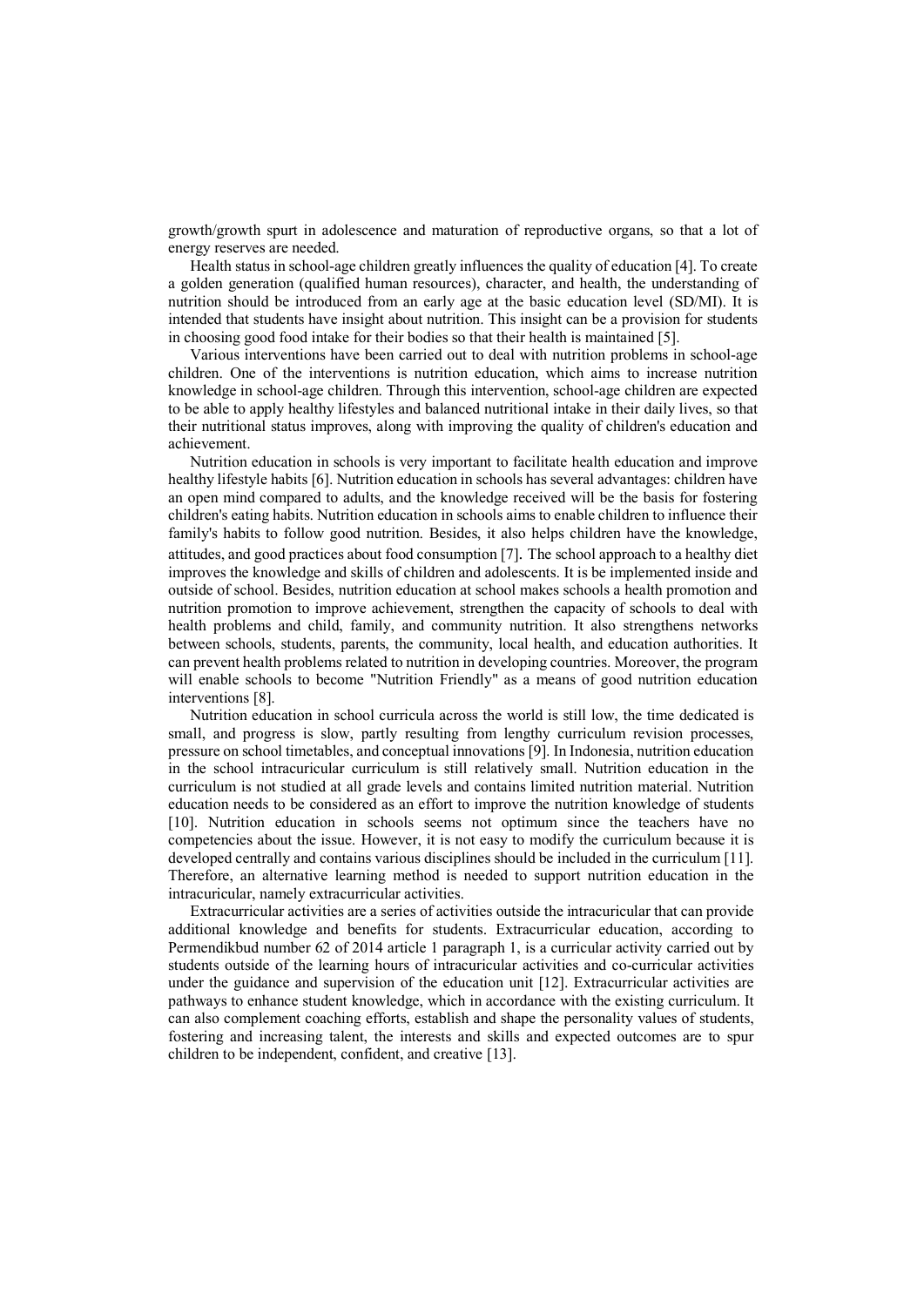growth/growth spurt in adolescence and maturation of reproductive organs, so that a lot of energy reserves are needed.

Health status in school-age children greatly influences the quality of education [4]. To create a golden generation (qualified human resources), character, and health, the understanding of nutrition should be introduced from an early age at the basic education level (SD/MI). It is intended that students have insight about nutrition. This insight can be a provision for students in choosing good food intake for their bodies so that their health is maintained [5].

Various interventions have been carried out to deal with nutrition problems in school-age children. One of the interventions is nutrition education, which aims to increase nutrition knowledge in school-age children. Through this intervention, school-age children are expected to be able to apply healthy lifestyles and balanced nutritional intake in their daily lives, so that their nutritional status improves, along with improving the quality of children's education and achievement.

Nutrition education in schools is very important to facilitate health education and improve healthy lifestyle habits [6]. Nutrition education in schools has several advantages: children have an open mind compared to adults, and the knowledge received will be the basis for fostering children's eating habits. Nutrition education in schools aims to enable children to influence their family's habits to follow good nutrition. Besides, it also helps children have the knowledge, attitudes, and good practices about food consumption [7]. The school approach to a healthy diet improves the knowledge and skills of children and adolescents. It is implemented inside and outside of school. Besides, nutrition education at school makes schools a health promotion and nutrition promotion to improve achievement, strengthen the capacity of schools to deal with health problems and child, family, and community nutrition. It also strengthens networks between schools, students, parents, the community, local health, and education authorities. It can prevent health problems related to nutrition in developing countries. Moreover, the program will enable schools to become "Nutrition Friendly" as a means of good nutrition education interventions [8].

Nutrition education in school curricula across the world is still low, the time dedicated is small, and progress is slow, partly resulting from lengthy curriculum revision processes, pressure on school timetables, and conceptual innovations [9]. In Indonesia, nutrition education in the school intracuricular curriculum is still relatively small. Nutrition education in the curriculum is not studied at all grade levels and contains limited nutrition material. Nutrition education needs to be considered as an effort to improve the nutrition knowledge of students [10]. Nutrition education in schools seems not optimum since the teachers have no competencies about the issue. However, it is not easy to modify the curriculum because it is developed centrally and contains various disciplines should be included in the curriculum [11]. Therefore, an alternative learning method is needed to support nutrition education in the intracuricular, namely extracurricular activities.

Extracurricular activities are a series of activities outside the intracuricular that can provide additional knowledge and benefits for students. Extracurricular education, according to Permendikbud number 62 of 2014 article 1 paragraph 1, is a curricular activity carried out by students outside of the learning hours of intracuricular activities and co-curricular activities under the guidance and supervision of the education unit [12]. Extracurricular activities are pathways to enhance student knowledge, which in accordance with the existing curriculum. It can also complement coaching efforts, establish and shape the personality values of students, fostering and increasing talent, the interests and skills and expected outcomes are to spur children to be independent, confident, and creative [13].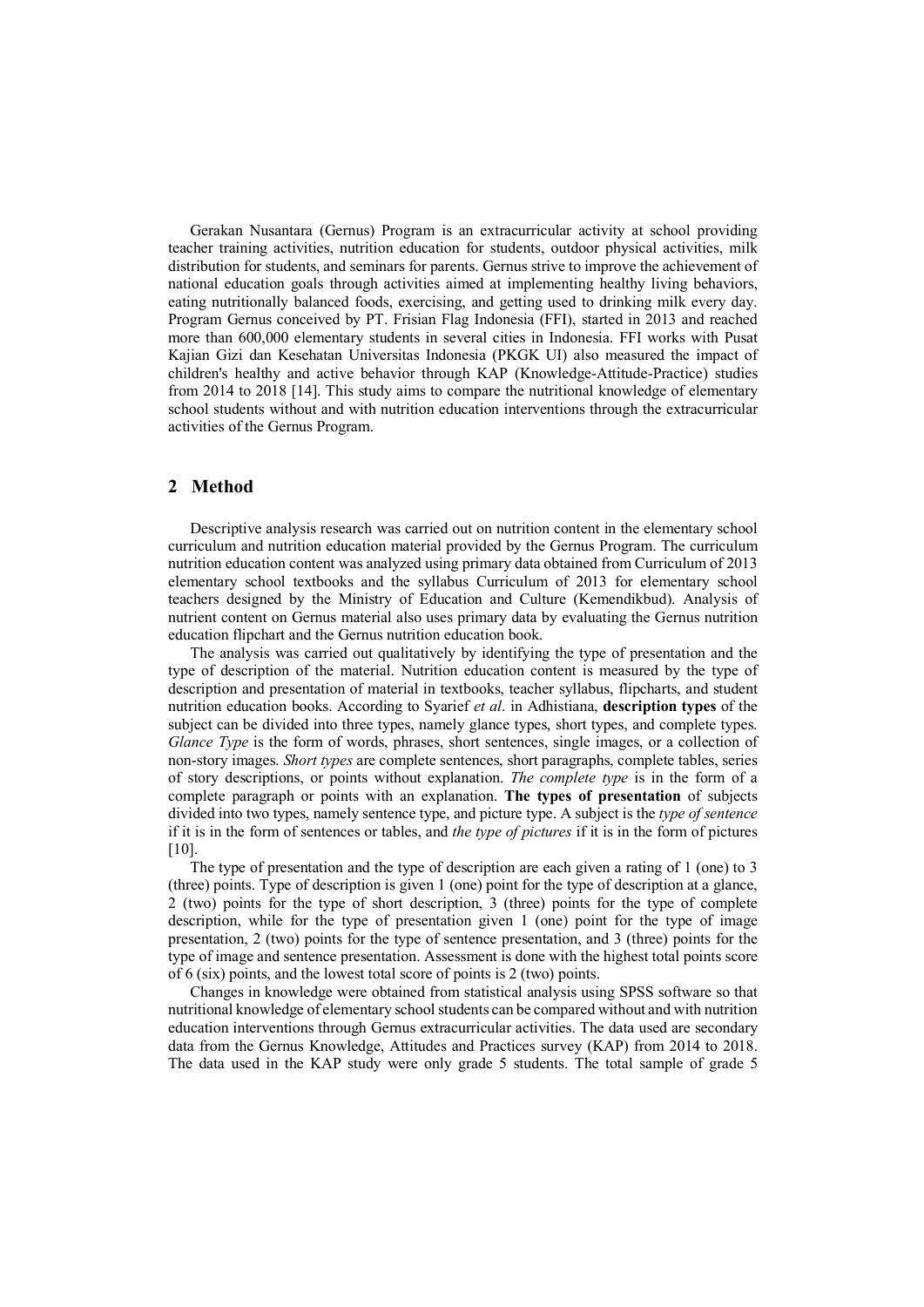Gerakan Nusantara (Gernus) Program is an extracurricular activity at school providing teacher training activities, nutrition education for students, outdoor physical activities, milk distribution for students, and seminars for parents. Gernus strive to improve the achievement of national education goals through activities aimed at implementing healthy living behaviors, eating nutritionally balanced foods, exercising, and getting used to drinking milk every day. Program Gernus conceived by PT. Frisian Flag Indonesia (FFI), started in 2013 and reached more than 600,000 elementary students in several cities in Indonesia. FFI works with Pusat Kajian Gizi dan Kesehatan Universitas Indonesia (PKGK UI) also measured the impact of children's healthy and active behavior through KAP (Knowledge-Attitude-Practice) studies from 2014 to 2018 [14]. This study aims to compare the nutritional knowledge of elementary school students without and with nutrition education interventions through the extracurricular activities of the Gernus Program.

## 2 Method

Descriptive analysis research was carried out on nutrition content in the elementary school curriculum and nutrition education material provided by the Gernus Program. The curriculum nutrition education content was analyzed using primary data obtained from Curriculum of 2013 elementary school textbooks and the syllabus Curriculum of 2013 for elementary school teachers designed by the Ministry of Education and Culture (Kemendikbud). Analysis of nutrient content on Gernus material also uses primary data by evaluating the Gernus nutrition education flipchart and the Gernus nutrition education book.

The analysis was carried out qualitatively by identifying the type of presentation and the type of description of the material. Nutrition education content is measured by the type of description and presentation of material in textbooks, teacher syllabus, flipcharts, and student nutrition education books. According to Syarief *et al*. in Adhistiana, **description types** of the subject can be divided into three types, namely glance types, short types, and complete types. *Glance Type* is the form of words, phrases, short sentences, single images, or a collection of non-story images. *Short types* are complete sentences, short paragraphs, complete tables, series of story descriptions, or points without explanation. *The complete type* is in the form of a complete paragraph or points with an explanation. **The types of presentation** of subjects divided into two types, namely sentence type, and picture type. A subject is the *type of sentence* if it is in the form of sentences or tables, and *the type of pictures* if it is in the form of pictures [10].

The type of presentation and the type of description are each given a rating of 1 (one) to 3 (three) points. Type of description is given 1 (one) point for the type of description at a glance, 2 (two) points for the type of short description, 3 (three) points for the type of complete description, while for the type of presentation given 1 (one) point for the type of image presentation, 2 (two) points for the type of sentence presentation, and 3 (three) points for the type of image and sentence presentation. Assessment is done with the highest total points score of 6 (six) points, and the lowest total score of points is 2 (two) points.

Changes in knowledge were obtained from statistical analysis using SPSS software so that nutritional knowledge of elementary school students can be compared without and with nutrition education interventions through Gernus extracurricular activities. The data used are secondary data from the Gernus Knowledge, Attitudes and Practices survey (KAP) from 2014 to 2018. The data used in the KAP study were only grade 5 students. The total sample of grade 5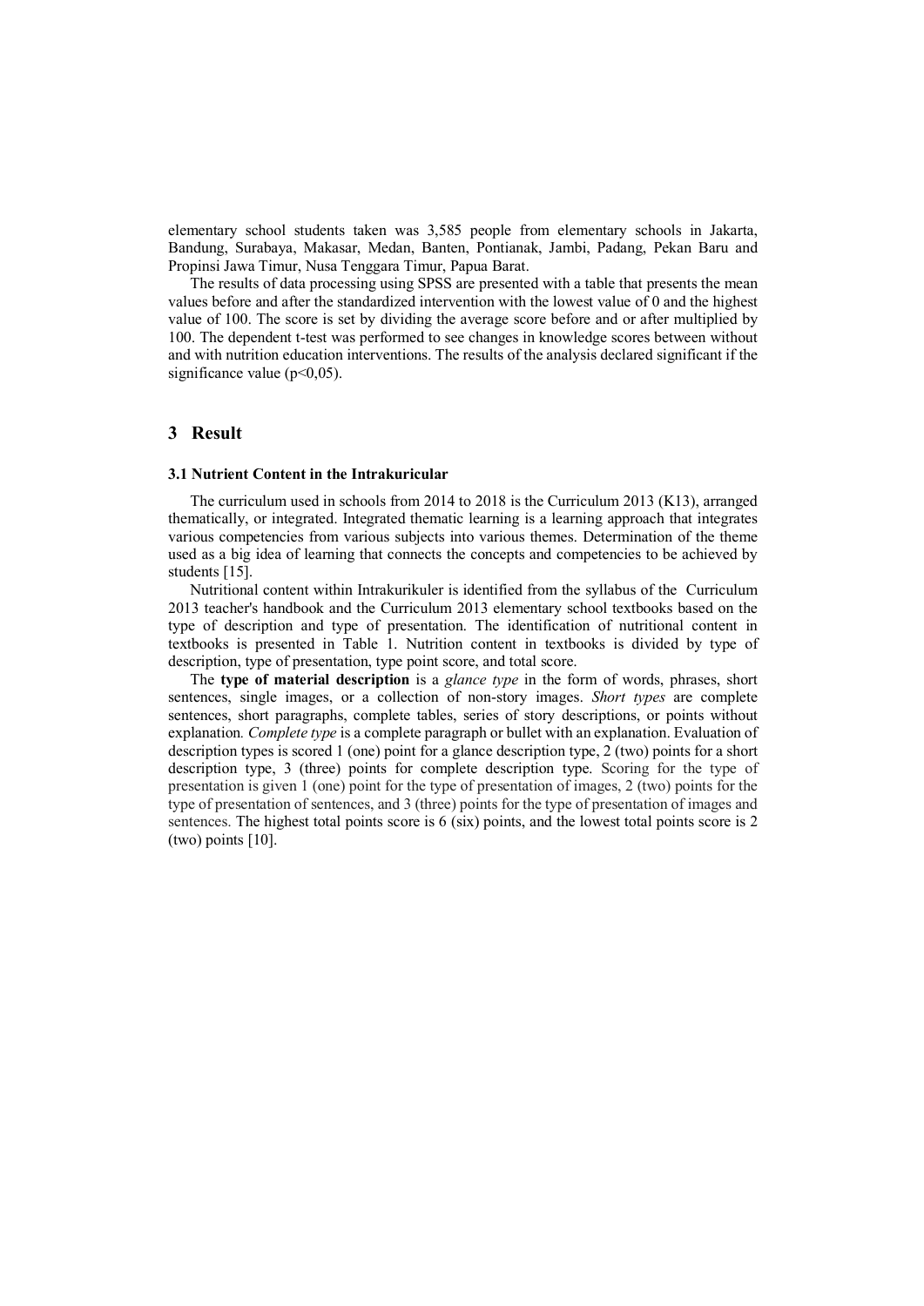elementary school students taken was 3,585 people from elementary schools in Jakarta, Bandung, Surabaya, Makasar, Medan, Banten, Pontianak, Jambi, Padang, Pekan Baru and Propinsi Jawa Timur, Nusa Tenggara Timur, Papua Barat.

The results of data processing using SPSS are presented with a table that presents the mean values before and after the standardized intervention with the lowest value of 0 and the highest value of 100. The score is set by dividing the average score before and or after multiplied by 100. The dependent t-test was performed to see changes in knowledge scores between without and with nutrition education interventions. The results of the analysis declared significant if the significance value ($p<0,05$).

## 3 Result

### 3.1 Nutrient Content in the Intrakuricular

The curriculum used in schools from 2014 to 2018 is the Curriculum 2013 (K13), arranged thematically, or integrated. Integrated thematic learning is a learning approach that integrates various competencies from various subjects into various themes. Determination of the theme used as a big idea of learning that connects the concepts and competencies to be achieved by students [15].

Nutritional content within Intrakurikuler is identified from the syllabus of the Curriculum 2013 teacher's handbook and the Curriculum 2013 elementary school textbooks based on the type of description and type of presentation. The identification of nutritional content in textbooks is presented in Table 1. Nutrition content in textbooks is divided by type of description, type of presentation, type point score, and total score.

The **type of material description** is a *glance type* in the form of words, phrases, short sentences, single images, or a collection of non-story images. *Short types* are complete sentences, short paragraphs, complete tables, series of story descriptions, or points without explanation. *Complete type* is a complete paragraph or bullet with an explanation. Evaluation of description types is scored 1 (one) point for a glance description type, 2 (two) points for a short description type, 3 (three) points for complete description type. Scoring for the type of presentation is given 1 (one) point for the type of presentation of images, 2 (two) points for the type of presentation of sentences, and 3 (three) points for the type of presentation of images and sentences. The highest total points score is 6 (six) points, and the lowest total points score is 2 (two) points [10].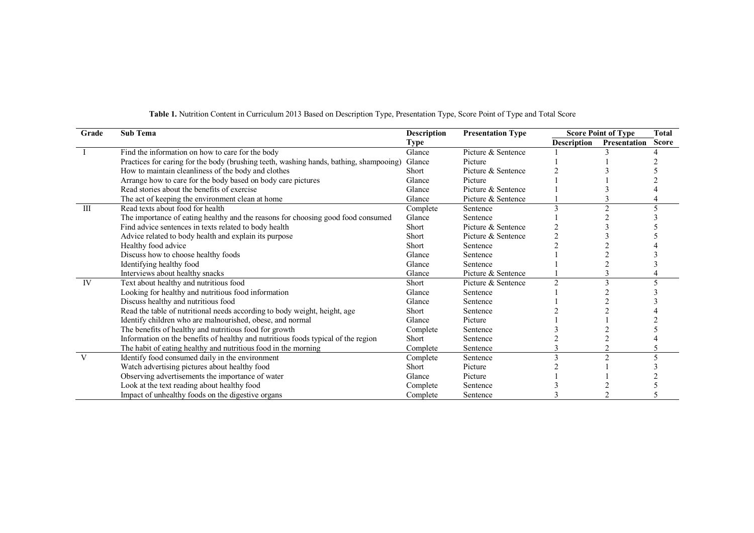**Table 1.** Nutrition Content in Curriculum 2013 Based on Description Type, Presentation Type, Score Point of Type and Total Score

| Grade | Sub Tema | Description Type | Presentation Type | Score Point of Type | | Total Score |
|---|---|---|---|---|---|---|
| | | | | Description | Presentation | |
| I | Find the information on how to care for the body | Glance | Picture & Sentence | 1 | 3 | 4 |
| | Practices for caring for the body (brushing teeth, washing hands, bathing, shampooing) | Glance | Picture | 1 | 1 | 2 |
| | How to maintain cleanliness of the body and clothes | Short | Picture & Sentence | 2 | 3 | 5 |
| | Arrange how to care for the body based on body care pictures | Glance | Picture | 1 | 1 | 2 |
| | Read stories about the benefits of exercise | Glance | Picture & Sentence | 1 | 3 | 4 |
| | The act of keeping the environment clean at home | Glance | Picture & Sentence | 1 | 3 | 4 |
| III | Read texts about food for health | Complete | Sentence | 3 | 2 | 5 |
| | The importance of eating healthy and the reasons for choosing good food consumed | Glance | Sentence | 1 | 2 | 3 |
| | Find advice sentences in texts related to body health | Short | Picture & Sentence | 2 | 3 | 5 |
| | Advice related to body health and explain its purpose | Short | Picture & Sentence | 2 | 3 | 5 |
| | Healthy food advice | Short | Sentence | 2 | 2 | 4 |
| | Discuss how to choose healthy foods | Glance | Sentence | 1 | 2 | 3 |
| | Identifying healthy food | Glance | Sentence | 1 | 2 | 3 |
| | Interviews about healthy snacks | Glance | Picture & Sentence | 1 | 3 | 4 |
| IV | Text about healthy and nutritious food | Short | Picture & Sentence | 2 | 3 | 5 |
| | Looking for healthy and nutritious food information | Glance | Sentence | 1 | 2 | 3 |
| | Discuss healthy and nutritious food | Glance | Sentence | 1 | 2 | 3 |
| | Read the table of nutritional needs according to body weight, height, age | Short | Sentence | 2 | 2 | 4 |
| | Identify children who are malnourished, obese, and normal | Glance | Picture | 1 | 1 | 2 |
| | The benefits of healthy and nutritious food for growth | Complete | Sentence | 3 | 2 | 5 |
| | Information on the benefits of healthy and nutritious foods typical of the region | Short | Sentence | 2 | 2 | 4 |
| | The habit of eating healthy and nutritious food in the morning | Complete | Sentence | 3 | 2 | 5 |
| V | Identify food consumed daily in the environment | Complete | Sentence | 3 | 2 | 5 |
| | Watch advertising pictures about healthy food | Short | Picture | 2 | 1 | 3 |
| | Observing advertisements the importance of water | Glance | Picture | 1 | 1 | 2 |
| | Look at the text reading about healthy food | Complete | Sentence | 3 | 2 | 5 |
| | Impact of unhealthy foods on the digestive organs | Complete | Sentence | 3 | 2 | 5 |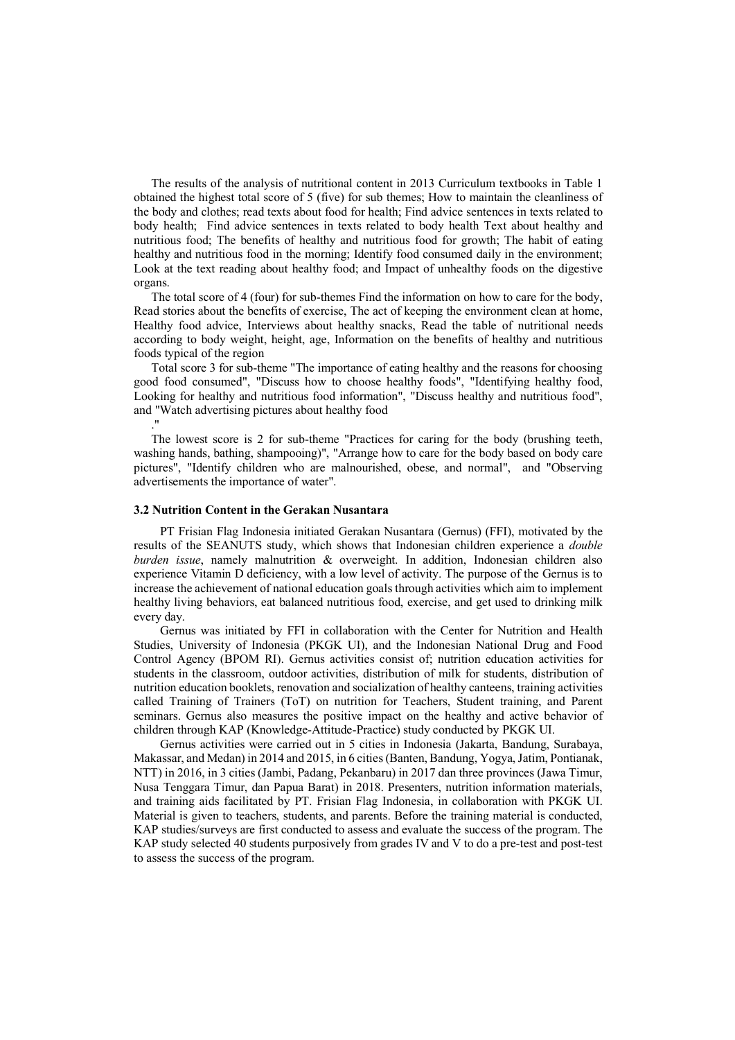The results of the analysis of nutritional content in 2013 Curriculum textbooks in Table 1 obtained the highest total score of 5 (five) for sub themes; How to maintain the cleanliness of the body and clothes; read texts about food for health; Find advice sentences in texts related to body health; Find advice sentences in texts related to body health Text about healthy and nutritious food; The benefits of healthy and nutritious food for growth; The habit of eating healthy and nutritious food in the morning; Identify food consumed daily in the environment; Look at the text reading about healthy food; and Impact of unhealthy foods on the digestive organs.

The total score of 4 (four) for sub-themes Find the information on how to care for the body, Read stories about the benefits of exercise, The act of keeping the environment clean at home, Healthy food advice, Interviews about healthy snacks, Read the table of nutritional needs according to body weight, height, age, Information on the benefits of healthy and nutritious foods typical of the region

Total score 3 for sub-theme "The importance of eating healthy and the reasons for choosing good food consumed", "Discuss how to choose healthy foods", "Identifying healthy food, Looking for healthy and nutritious food information", "Discuss healthy and nutritious food", and "Watch advertising pictures about healthy food
."

The lowest score is 2 for sub-theme "Practices for caring for the body (brushing teeth, washing hands, bathing, shampooing)", "Arrange how to care for the body based on body care pictures", "Identify children who are malnourished, obese, and normal", and "Observing advertisements the importance of water".

### 3.2 Nutrition Content in the Gerakan Nusantara

PT Frisian Flag Indonesia initiated Gerakan Nusantara (Gernus) (FFI), motivated by the results of the SEANUTS study, which shows that Indonesian children experience a *double burden issue*, namely malnutrition & overweight. In addition, Indonesian children also experience Vitamin D deficiency, with a low level of activity. The purpose of the Gernus is to increase the achievement of national education goals through activities which aim to implement healthy living behaviors, eat balanced nutritious food, exercise, and get used to drinking milk every day.

Gernus was initiated by FFI in collaboration with the Center for Nutrition and Health Studies, University of Indonesia (PKGK UI), and the Indonesian National Drug and Food Control Agency (BPOM RI). Gernus activities consist of; nutrition education activities for students in the classroom, outdoor activities, distribution of milk for students, distribution of nutrition education booklets, renovation and socialization of healthy canteens, training activities called Training of Trainers (ToT) on nutrition for Teachers, Student training, and Parent seminars. Gernus also measures the positive impact on the healthy and active behavior of children through KAP (Knowledge-Attitude-Practice) study conducted by PKGK UI.

Gernus activities were carried out in 5 cities in Indonesia (Jakarta, Bandung, Surabaya, Makassar, and Medan) in 2014 and 2015, in 6 cities (Banten, Bandung, Yogya, Jatim, Pontianak, NTT) in 2016, in 3 cities (Jambi, Padang, Pekanbaru) in 2017 dan three provinces (Jawa Timur, Nusa Tenggara Timur, dan Papua Barat) in 2018. Presenters, nutrition information materials, and training aids facilitated by PT. Frisian Flag Indonesia, in collaboration with PKGK UI. Material is given to teachers, students, and parents. Before the training material is conducted, KAP studies/surveys are first conducted to assess and evaluate the success of the program. The KAP study selected 40 students purposively from grades IV and V to do a pre-test and post-test to assess the success of the program.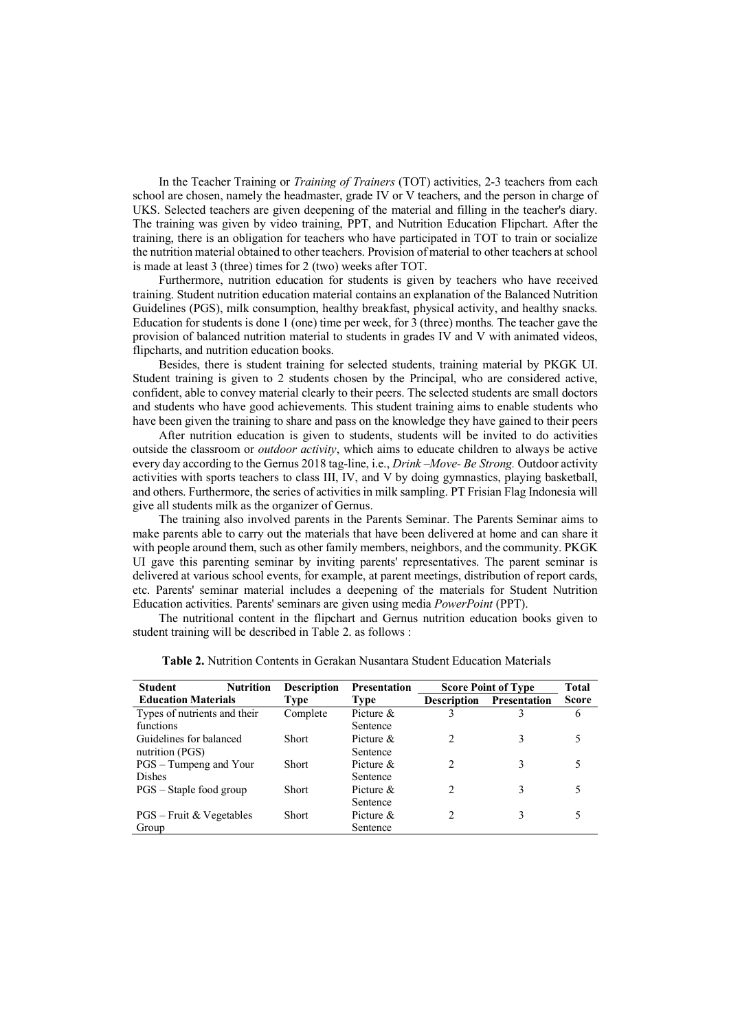In the Teacher Training or *Training of Trainers* (TOT) activities, 2-3 teachers from each school are chosen, namely the headmaster, grade IV or V teachers, and the person in charge of UKS. Selected teachers are given deepening of the material and filling in the teacher's diary. The training was given by video training, PPT, and Nutrition Education Flipchart. After the training, there is an obligation for teachers who have participated in TOT to train or socialize the nutrition material obtained to other teachers. Provision of material to other teachers at school is made at least 3 (three) times for 2 (two) weeks after TOT.

Furthermore, nutrition education for students is given by teachers who have received training. Student nutrition education material contains an explanation of the Balanced Nutrition Guidelines (PGS), milk consumption, healthy breakfast, physical activity, and healthy snacks. Education for students is done 1 (one) time per week, for 3 (three) months. The teacher gave the provision of balanced nutrition material to students in grades IV and V with animated videos, flipcharts, and nutrition education books.

Besides, there is student training for selected students, training material by PKGK UI. Student training is given to 2 students chosen by the Principal, who are considered active, confident, able to convey material clearly to their peers. The selected students are small doctors and students who have good achievements. This student training aims to enable students who have been given the training to share and pass on the knowledge they have gained to their peers

After nutrition education is given to students, students will be invited to do activities outside the classroom or *outdoor activity*, which aims to educate children to always be active every day according to the Gernus 2018 tag-line, i.e., *Drink –Move- Be Strong.* Outdoor activity activities with sports teachers to class III, IV, and V by doing gymnastics, playing basketball, and others. Furthermore, the series of activities in milk sampling. PT Frisian Flag Indonesia will give all students milk as the organizer of Gernus.

The training also involved parents in the Parents Seminar. The Parents Seminar aims to make parents able to carry out the materials that have been delivered at home and can share it with people around them, such as other family members, neighbors, and the community. PKGK UI gave this parenting seminar by inviting parents' representatives. The parent seminar is delivered at various school events, for example, at parent meetings, distribution of report cards, etc. Parents' seminar material includes a deepening of the materials for Student Nutrition Education activities. Parents' seminars are given using media *PowerPoint* (PPT).

The nutritional content in the flipchart and Gernus nutrition education books given to student training will be described in Table 2. as follows :

**Table 2.** Nutrition Contents in Gerakan Nusantara Student Education Materials

| Student Nutrition Education Materials | Description Type | Presentation Type | Score Point of Type | | Total Score |
|---|---|---|---|---|---|
| | | | Description | Presentation | |
| Types of nutrients and their functions | Complete | Picture & Sentence | 3 | 3 | 6 |
| Guidelines for balanced nutrition (PGS) | Short | Picture & Sentence | 2 | 3 | 5 |
| PGS – Tumpeng and Your Dishes | Short | Picture & Sentence | 2 | 3 | 5 |
| PGS – Staple food group | Short | Picture & Sentence | 2 | 3 | 5 |
| PGS – Fruit & Vegetables Group | Short | Picture & Sentence | 2 | 3 | 5 |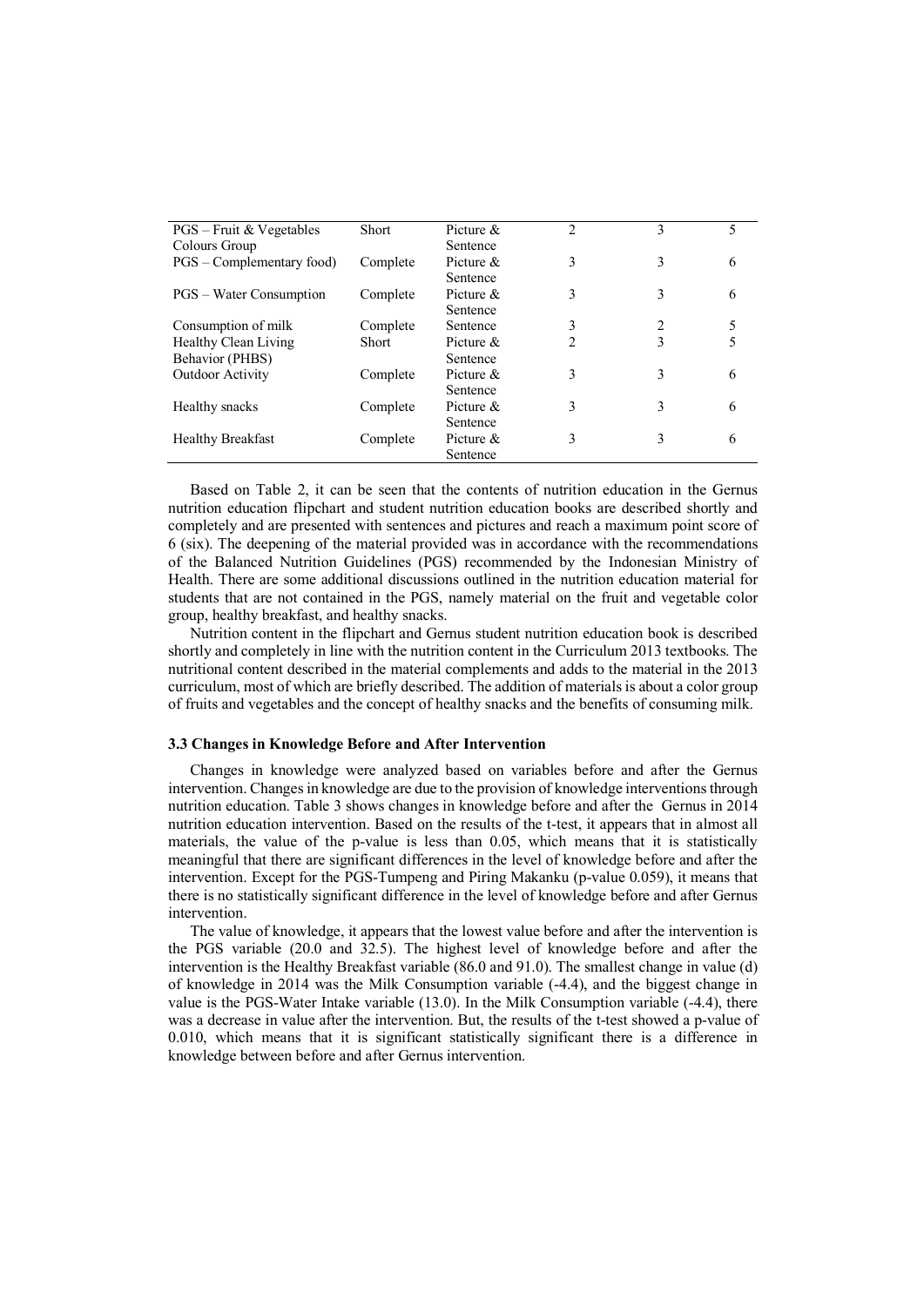| | | | | | |
|---|---|---|---|---|---|
| PGS – Fruit & Vegetables Colours Group | Short | Picture & Sentence | 2 | 3 | 5 |
| PGS – Complementary food) | Complete | Picture & Sentence | 3 | 3 | 6 |
| PGS – Water Consumption | Complete | Picture & Sentence | 3 | 3 | 6 |
| Consumption of milk | Complete | Sentence | 3 | 2 | 5 |
| Healthy Clean Living Behavior (PHBS) | Short | Picture & Sentence | 2 | 3 | 5 |
| Outdoor Activity | Complete | Picture & Sentence | 3 | 3 | 6 |
| Healthy snacks | Complete | Picture & Sentence | 3 | 3 | 6 |
| Healthy Breakfast | Complete | Picture & Sentence | 3 | 3 | 6 |

Based on Table 2, it can be seen that the contents of nutrition education in the Gernus nutrition education flipchart and student nutrition education books are described shortly and completely and are presented with sentences and pictures and reach a maximum point score of 6 (six). The deepening of the material provided was in accordance with the recommendations of the Balanced Nutrition Guidelines (PGS) recommended by the Indonesian Ministry of Health. There are some additional discussions outlined in the nutrition education material for students that are not contained in the PGS, namely material on the fruit and vegetable color group, healthy breakfast, and healthy snacks.

Nutrition content in the flipchart and Gernus student nutrition education book is described shortly and completely in line with the nutrition content in the Curriculum 2013 textbooks. The nutritional content described in the material complements and adds to the material in the 2013 curriculum, most of which are briefly described. The addition of materials is about a color group of fruits and vegetables and the concept of healthy snacks and the benefits of consuming milk.

### 3.3 Changes in Knowledge Before and After Intervention

Changes in knowledge were analyzed based on variables before and after the Gernus intervention. Changes in knowledge are due to the provision of knowledge interventions through nutrition education. Table 3 shows changes in knowledge before and after the Gernus in 2014 nutrition education intervention. Based on the results of the t-test, it appears that in almost all materials, the value of the p-value is less than 0.05, which means that it is statistically meaningful that there are significant differences in the level of knowledge before and after the intervention. Except for the PGS-Tumpeng and Piring Makanku (p-value 0.059), it means that there is no statistically significant difference in the level of knowledge before and after Gernus intervention.

The value of knowledge, it appears that the lowest value before and after the intervention is the PGS variable (20.0 and 32.5). The highest level of knowledge before and after the intervention is the Healthy Breakfast variable (86.0 and 91.0). The smallest change in value (d) of knowledge in 2014 was the Milk Consumption variable (-4.4), and the biggest change in value is the PGS-Water Intake variable (13.0). In the Milk Consumption variable (-4.4), there was a decrease in value after the intervention. But, the results of the t-test showed a p-value of 0.010, which means that it is significant statistically significant there is a difference in knowledge between before and after Gernus intervention.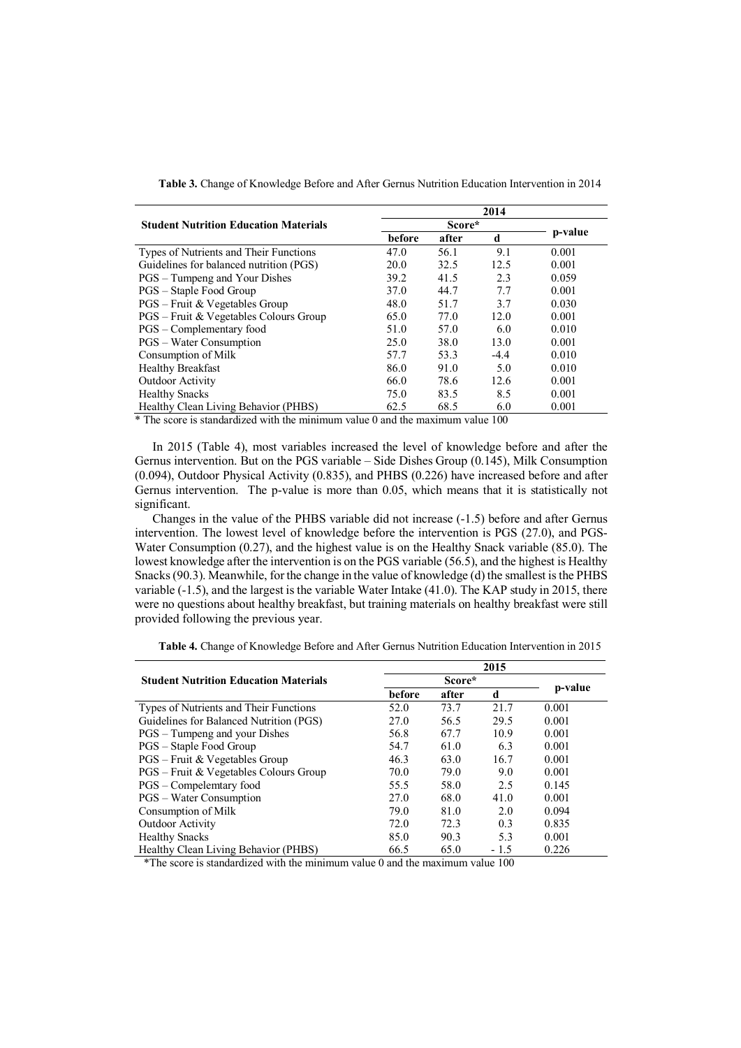**Table 3.** Change of Knowledge Before and After Gernus Nutrition Education Intervention in 2014

| Student Nutrition Education Materials | 2014 | | | |
|---|---|---|---|---|
| | Score* | | | p-value |
| | before | after | d | |
| Types of Nutrients and Their Functions | 47.0 | 56.1 | 9.1 | 0.001 |
| Guidelines for balanced nutrition (PGS) | 20.0 | 32.5 | 12.5 | 0.001 |
| PGS – Tumpeng and Your Dishes | 39.2 | 41.5 | 2.3 | 0.059 |
| PGS – Staple Food Group | 37.0 | 44.7 | 7.7 | 0.001 |
| PGS – Fruit & Vegetables Group | 48.0 | 51.7 | 3.7 | 0.030 |
| PGS – Fruit & Vegetables Colours Group | 65.0 | 77.0 | 12.0 | 0.001 |
| PGS – Complementary food | 51.0 | 57.0 | 6.0 | 0.010 |
| PGS – Water Consumption | 25.0 | 38.0 | 13.0 | 0.001 |
| Consumption of Milk | 57.7 | 53.3 | -4.4 | 0.010 |
| Healthy Breakfast | 86.0 | 91.0 | 5.0 | 0.010 |
| Outdoor Activity | 66.0 | 78.6 | 12.6 | 0.001 |
| Healthy Snacks | 75.0 | 83.5 | 8.5 | 0.001 |
| Healthy Clean Living Behavior (PHBS) | 62.5 | 68.5 | 6.0 | 0.001 |

* The score is standardized with the minimum value 0 and the maximum value 100

In 2015 (Table 4), most variables increased the level of knowledge before and after the Gernus intervention. But on the PGS variable – Side Dishes Group (0.145), Milk Consumption (0.094), Outdoor Physical Activity (0.835), and PHBS (0.226) have increased before and after Gernus intervention. The p-value is more than 0.05, which means that it is statistically not significant.

Changes in the value of the PHBS variable did not increase (-1.5) before and after Gernus intervention. The lowest level of knowledge before the intervention is PGS (27.0), and PGS-Water Consumption (0.27), and the highest value is on the Healthy Snack variable (85.0). The lowest knowledge after the intervention is on the PGS variable (56.5), and the highest is Healthy Snacks (90.3). Meanwhile, for the change in the value of knowledge (d) the smallest is the PHBS variable (-1.5), and the largest is the variable Water Intake (41.0). The KAP study in 2015, there were no questions about healthy breakfast, but training materials on healthy breakfast were still provided following the previous year.

**Table 4.** Change of Knowledge Before and After Gernus Nutrition Education Intervention in 2015

| Student Nutrition Education Materials | 2015 | | | |
|---|---|---|---|---|
| | Score* | | | p-value |
| | before | after | d | |
| Types of Nutrients and Their Functions | 52.0 | 73.7 | 21.7 | 0.001 |
| Guidelines for Balanced Nutrition (PGS) | 27.0 | 56.5 | 29.5 | 0.001 |
| PGS – Tumpeng and your Dishes | 56.8 | 67.7 | 10.9 | 0.001 |
| PGS – Staple Food Group | 54.7 | 61.0 | 6.3 | 0.001 |
| PGS – Fruit & Vegetables Group | 46.3 | 63.0 | 16.7 | 0.001 |
| PGS – Fruit & Vegetables Colours Group | 70.0 | 79.0 | 9.0 | 0.001 |
| PGS – Compelemtary food | 55.5 | 58.0 | 2.5 | 0.145 |
| PGS – Water Consumption | 27.0 | 68.0 | 41.0 | 0.001 |
| Consumption of Milk | 79.0 | 81.0 | 2.0 | 0.094 |
| Outdoor Activity | 72.0 | 72.3 | 0.3 | 0.835 |
| Healthy Snacks | 85.0 | 90.3 | 5.3 | 0.001 |
| Healthy Clean Living Behavior (PHBS) | 66.5 | 65.0 | - 1.5 | 0.226 |

*The score is standardized with the minimum value 0 and the maximum value 100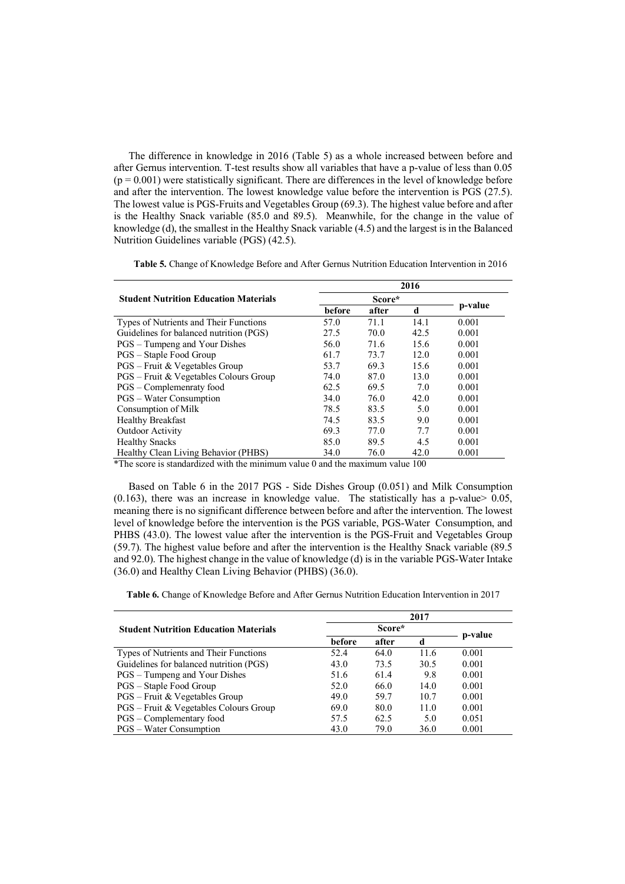The difference in knowledge in 2016 (Table 5) as a whole increased between before and after Gernus intervention. T-test results show all variables that have a p-value of less than 0.05 ($p = 0.001$) were statistically significant. There are differences in the level of knowledge before and after the intervention. The lowest knowledge value before the intervention is PGS (27.5). The lowest value is PGS-Fruits and Vegetables Group (69.3). The highest value before and after is the Healthy Snack variable (85.0 and 89.5). Meanwhile, for the change in the value of knowledge (d), the smallest in the Healthy Snack variable (4.5) and the largest is in the Balanced Nutrition Guidelines variable (PGS) (42.5).

**Table 5.** Change of Knowledge Before and After Gernus Nutrition Education Intervention in 2016

| Student Nutrition Education Materials | 2016 | | | |
|---|---|---|---|---|
| | Score* | | | p-value |
| | before | after | d | |
| Types of Nutrients and Their Functions | 57.0 | 71.1 | 14.1 | 0.001 |
| Guidelines for balanced nutrition (PGS) | 27.5 | 70.0 | 42.5 | 0.001 |
| PGS – Tumpeng and Your Dishes | 56.0 | 71.6 | 15.6 | 0.001 |
| PGS – Staple Food Group | 61.7 | 73.7 | 12.0 | 0.001 |
| PGS – Fruit & Vegetables Group | 53.7 | 69.3 | 15.6 | 0.001 |
| PGS – Fruit & Vegetables Colours Group | 74.0 | 87.0 | 13.0 | 0.001 |
| PGS – Complemenraty food | 62.5 | 69.5 | 7.0 | 0.001 |
| PGS – Water Consumption | 34.0 | 76.0 | 42.0 | 0.001 |
| Consumption of Milk | 78.5 | 83.5 | 5.0 | 0.001 |
| Healthy Breakfast | 74.5 | 83.5 | 9.0 | 0.001 |
| Outdoor Activity | 69.3 | 77.0 | 7.7 | 0.001 |
| Healthy Snacks | 85.0 | 89.5 | 4.5 | 0.001 |
| Healthy Clean Living Behavior (PHBS) | 34.0 | 76.0 | 42.0 | 0.001 |

*The score is standardized with the minimum value 0 and the maximum value 100

Based on Table 6 in the 2017 PGS - Side Dishes Group (0.051) and Milk Consumption (0.163), there was an increase in knowledge value. The statistically has a p-value> 0.05, meaning there is no significant difference between before and after the intervention. The lowest level of knowledge before the intervention is the PGS variable, PGS-Water Consumption, and PHBS (43.0). The lowest value after the intervention is the PGS-Fruit and Vegetables Group (59.7). The highest value before and after the intervention is the Healthy Snack variable (89.5 and 92.0). The highest change in the value of knowledge (d) is in the variable PGS-Water Intake (36.0) and Healthy Clean Living Behavior (PHBS) (36.0).

**Table 6.** Change of Knowledge Before and After Gernus Nutrition Education Intervention in 2017

| Student Nutrition Education Materials | 2017 | | | |
|---|---|---|---|---|
| | Score* | | | p-value |
| | before | after | d | |
| Types of Nutrients and Their Functions | 52.4 | 64.0 | 11.6 | 0.001 |
| Guidelines for balanced nutrition (PGS) | 43.0 | 73.5 | 30.5 | 0.001 |
| PGS – Tumpeng and Your Dishes | 51.6 | 61.4 | 9.8 | 0.001 |
| PGS – Staple Food Group | 52.0 | 66.0 | 14.0 | 0.001 |
| PGS – Fruit & Vegetables Group | 49.0 | 59.7 | 10.7 | 0.001 |
| PGS – Fruit & Vegetables Colours Group | 69.0 | 80.0 | 11.0 | 0.001 |
| PGS – Complementary food | 57.5 | 62.5 | 5.0 | 0.051 |
| PGS – Water Consumption | 43.0 | 79.0 | 36.0 | 0.001 |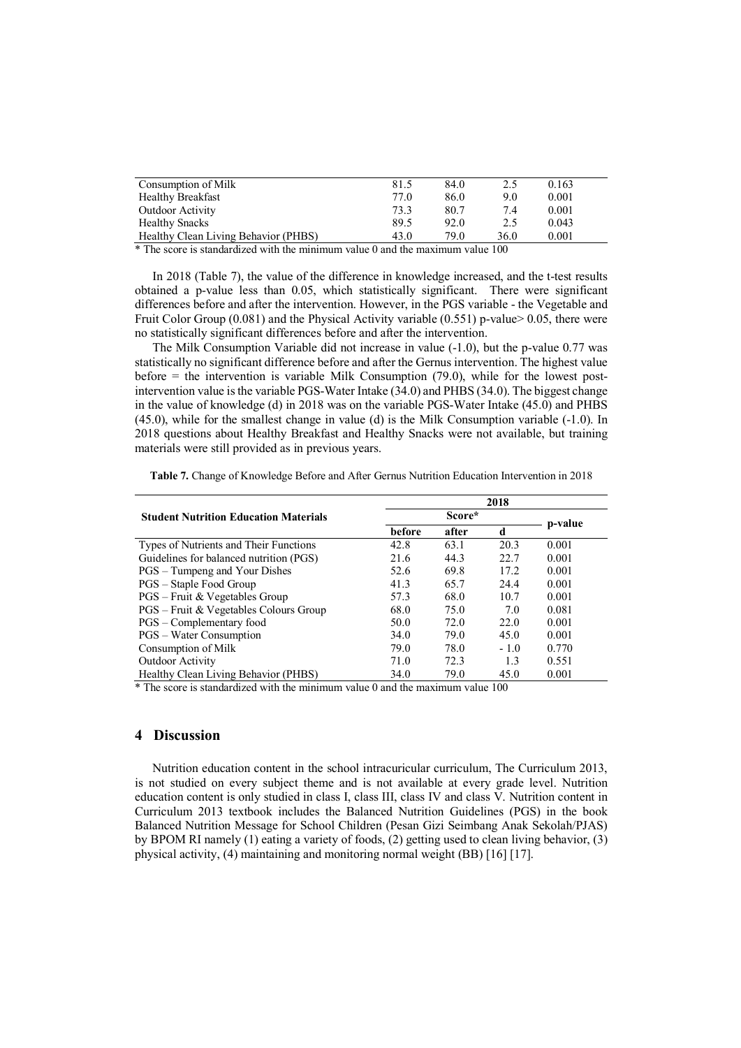| Consumption of Milk | 81.5 | 84.0 | 2.5 | 0.163 |
|---|---|---|---|---|
| Healthy Breakfast | 77.0 | 86.0 | 9.0 | 0.001 |
| Outdoor Activity | 73.3 | 80.7 | 7.4 | 0.001 |
| Healthy Snacks | 89.5 | 92.0 | 2.5 | 0.043 |
| Healthy Clean Living Behavior (PHBS) | 43.0 | 79.0 | 36.0 | 0.001 |

* The score is standardized with the minimum value 0 and the maximum value 100

In 2018 (Table 7), the value of the difference in knowledge increased, and the t-test results obtained a p-value less than 0.05, which statistically significant. There were significant differences before and after the intervention. However, in the PGS variable - the Vegetable and Fruit Color Group (0.081) and the Physical Activity variable (0.551) p-value> 0.05, there were no statistically significant differences before and after the intervention.

The Milk Consumption Variable did not increase in value (-1.0), but the p-value 0.77 was statistically no significant difference before and after the Gernus intervention. The highest value before = the intervention is variable Milk Consumption (79.0), while for the lowest post-intervention value is the variable PGS-Water Intake (34.0) and PHBS (34.0). The biggest change in the value of knowledge (d) in 2018 was on the variable PGS-Water Intake (45.0) and PHBS (45.0), while for the smallest change in value (d) is the Milk Consumption variable (-1.0). In 2018 questions about Healthy Breakfast and Healthy Snacks were not available, but training materials were still provided as in previous years.

**Table 7.** Change of Knowledge Before and After Gernus Nutrition Education Intervention in 2018

| Student Nutrition Education Materials | 2018 | | | |
|---|---|---|---|---|
| | Score* | | | p-value |
| | before | after | d | |
| Types of Nutrients and Their Functions | 42.8 | 63.1 | 20.3 | 0.001 |
| Guidelines for balanced nutrition (PGS) | 21.6 | 44.3 | 22.7 | 0.001 |
| PGS – Tumpeng and Your Dishes | 52.6 | 69.8 | 17.2 | 0.001 |
| PGS – Staple Food Group | 41.3 | 65.7 | 24.4 | 0.001 |
| PGS – Fruit & Vegetables Group | 57.3 | 68.0 | 10.7 | 0.001 |
| PGS – Fruit & Vegetables Colours Group | 68.0 | 75.0 | 7.0 | 0.081 |
| PGS – Complementary food | 50.0 | 72.0 | 22.0 | 0.001 |
| PGS – Water Consumption | 34.0 | 79.0 | 45.0 | 0.001 |
| Consumption of Milk | 79.0 | 78.0 | - 1.0 | 0.770 |
| Outdoor Activity | 71.0 | 72.3 | 1.3 | 0.551 |
| Healthy Clean Living Behavior (PHBS) | 34.0 | 79.0 | 45.0 | 0.001 |

* The score is standardized with the minimum value 0 and the maximum value 100

## 4 Discussion

Nutrition education content in the school intracuricular curriculum, The Curriculum 2013, is not studied on every subject theme and is not available at every grade level. Nutrition education content is only studied in class I, class III, class IV and class V. Nutrition content in Curriculum 2013 textbook includes the Balanced Nutrition Guidelines (PGS) in the book Balanced Nutrition Message for School Children (Pesan Gizi Seimbang Anak Sekolah/PJAS) by BPOM RI namely (1) eating a variety of foods, (2) getting used to clean living behavior, (3) physical activity, (4) maintaining and monitoring normal weight (BB) [16] [17].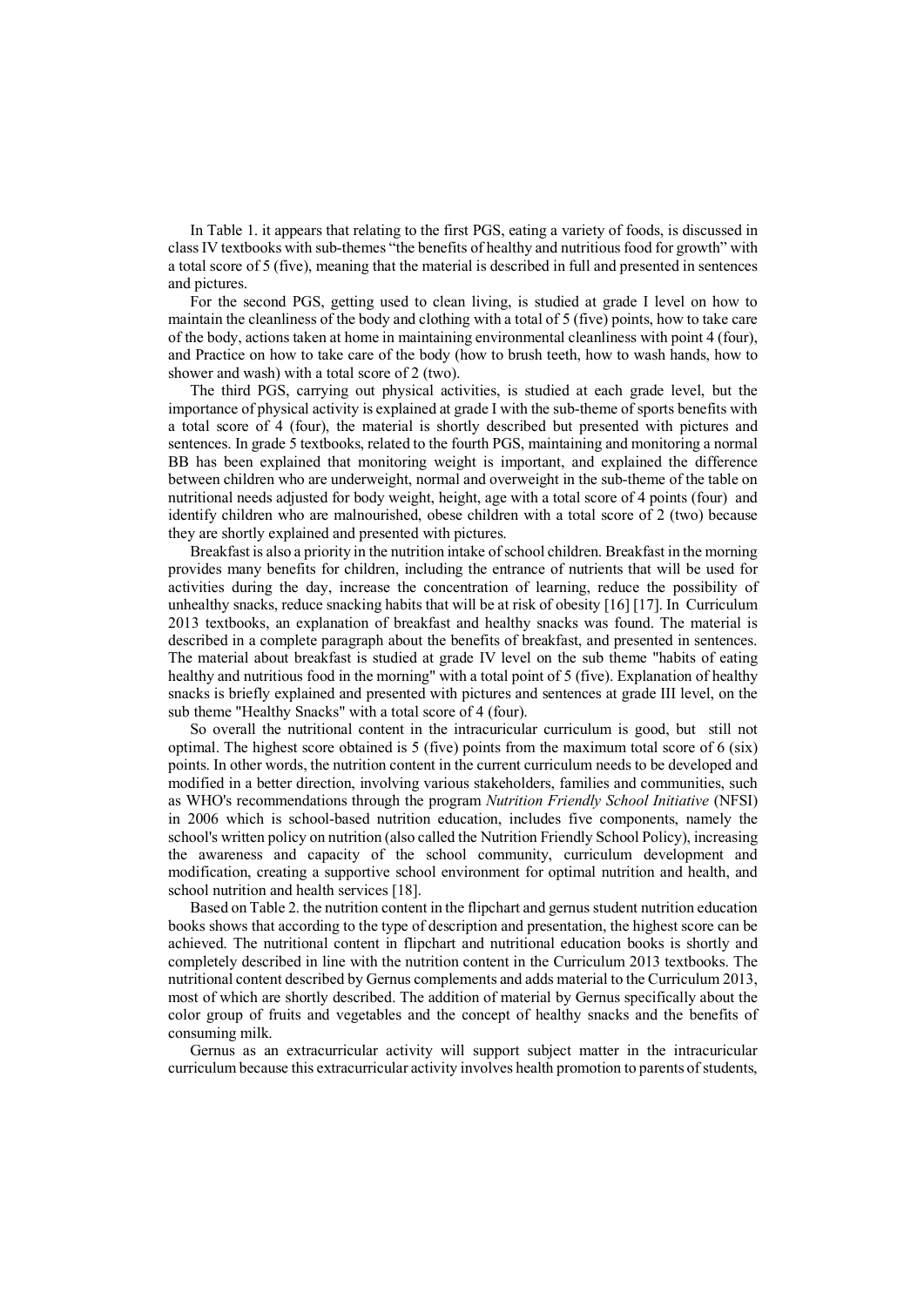In Table 1. it appears that relating to the first PGS, eating a variety of foods, is discussed in class IV textbooks with sub-themes "the benefits of healthy and nutritious food for growth" with a total score of 5 (five), meaning that the material is described in full and presented in sentences and pictures.

For the second PGS, getting used to clean living, is studied at grade I level on how to maintain the cleanliness of the body and clothing with a total of 5 (five) points, how to take care of the body, actions taken at home in maintaining environmental cleanliness with point 4 (four), and Practice on how to take care of the body (how to brush teeth, how to wash hands, how to shower and wash) with a total score of 2 (two).

The third PGS, carrying out physical activities, is studied at each grade level, but the importance of physical activity is explained at grade I with the sub-theme of sports benefits with a total score of 4 (four), the material is shortly described but presented with pictures and sentences. In grade 5 textbooks, related to the fourth PGS, maintaining and monitoring a normal BB has been explained that monitoring weight is important, and explained the difference between children who are underweight, normal and overweight in the sub-theme of the table on nutritional needs adjusted for body weight, height, age with a total score of 4 points (four) and identify children who are malnourished, obese children with a total score of 2 (two) because they are shortly explained and presented with pictures.

Breakfast is also a priority in the nutrition intake of school children. Breakfast in the morning provides many benefits for children, including the entrance of nutrients that will be used for activities during the day, increase the concentration of learning, reduce the possibility of unhealthy snacks, reduce snacking habits that will be at risk of obesity [16] [17]. In Curriculum 2013 textbooks, an explanation of breakfast and healthy snacks was found. The material is described in a complete paragraph about the benefits of breakfast, and presented in sentences. The material about breakfast is studied at grade IV level on the sub theme "habits of eating healthy and nutritious food in the morning" with a total point of 5 (five). Explanation of healthy snacks is briefly explained and presented with pictures and sentences at grade III level, on the sub theme "Healthy Snacks" with a total score of 4 (four).

So overall the nutritional content in the intracuricular curriculum is good, but still not optimal. The highest score obtained is 5 (five) points from the maximum total score of 6 (six) points. In other words, the nutrition content in the current curriculum needs to be developed and modified in a better direction, involving various stakeholders, families and communities, such as WHO's recommendations through the program *Nutrition Friendly School Initiative* (NFSI) in 2006 which is school-based nutrition education, includes five components, namely the school's written policy on nutrition (also called the Nutrition Friendly School Policy), increasing the awareness and capacity of the school community, curriculum development and modification, creating a supportive school environment for optimal nutrition and health, and school nutrition and health services [18].

Based on Table 2. the nutrition content in the flipchart and gernus student nutrition education books shows that according to the type of description and presentation, the highest score can be achieved. The nutritional content in flipchart and nutritional education books is shortly and completely described in line with the nutrition content in the Curriculum 2013 textbooks. The nutritional content described by Gernus complements and adds material to the Curriculum 2013, most of which are shortly described. The addition of material by Gernus specifically about the color group of fruits and vegetables and the concept of healthy snacks and the benefits of consuming milk.

Gernus as an extracurricular activity will support subject matter in the intracuricular curriculum because this extracurricular activity involves health promotion to parents of students,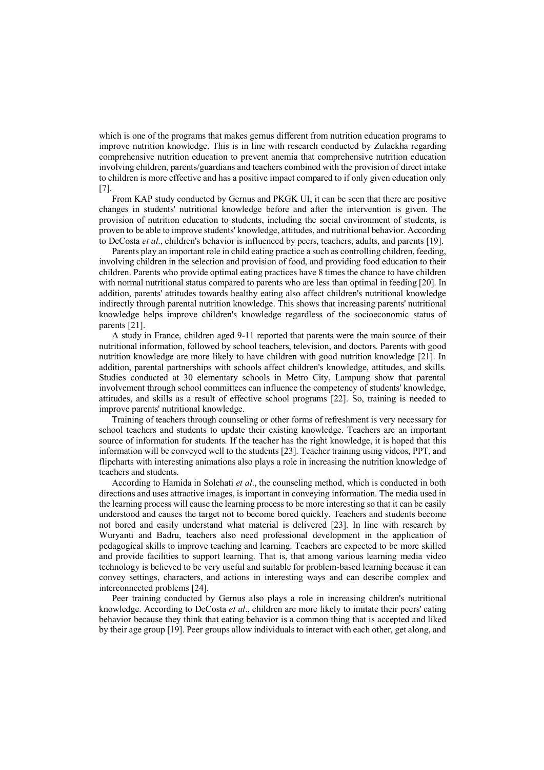which is one of the programs that makes gernus different from nutrition education programs to improve nutrition knowledge. This is in line with research conducted by Zulaekha regarding comprehensive nutrition education to prevent anemia that comprehensive nutrition education involving children, parents/guardians and teachers combined with the provision of direct intake to children is more effective and has a positive impact compared to if only given education only [7].

From KAP study conducted by Gernus and PKGK UI, it can be seen that there are positive changes in students' nutritional knowledge before and after the intervention is given. The provision of nutrition education to students, including the social environment of students, is proven to be able to improve students' knowledge, attitudes, and nutritional behavior. According to DeCosta *et al*., children's behavior is influenced by peers, teachers, adults, and parents [19].

Parents play an important role in child eating practice a such as controlling children, feeding, involving children in the selection and provision of food, and providing food education to their children. Parents who provide optimal eating practices have 8 times the chance to have children with normal nutritional status compared to parents who are less than optimal in feeding [20]. In addition, parents' attitudes towards healthy eating also affect children's nutritional knowledge indirectly through parental nutrition knowledge. This shows that increasing parents' nutritional knowledge helps improve children's knowledge regardless of the socioeconomic status of parents [21].

A study in France, children aged 9-11 reported that parents were the main source of their nutritional information, followed by school teachers, television, and doctors. Parents with good nutrition knowledge are more likely to have children with good nutrition knowledge [21]. In addition, parental partnerships with schools affect children's knowledge, attitudes, and skills. Studies conducted at 30 elementary schools in Metro City, Lampung show that parental involvement through school committees can influence the competency of students' knowledge, attitudes, and skills as a result of effective school programs [22]. So, training is needed to improve parents' nutritional knowledge.

Training of teachers through counseling or other forms of refreshment is very necessary for school teachers and students to update their existing knowledge. Teachers are an important source of information for students. If the teacher has the right knowledge, it is hoped that this information will be conveyed well to the students [23]. Teacher training using videos, PPT, and flipcharts with interesting animations also plays a role in increasing the nutrition knowledge of teachers and students.

According to Hamida in Solehati *et al*., the counseling method, which is conducted in both directions and uses attractive images, is important in conveying information. The media used in the learning process will cause the learning process to be more interesting so that it can be easily understood and causes the target not to become bored quickly. Teachers and students become not bored and easily understand what material is delivered [23]. In line with research by Wuryanti and Badru, teachers also need professional development in the application of pedagogical skills to improve teaching and learning. Teachers are expected to be more skilled and provide facilities to support learning. That is, that among various learning media video technology is believed to be very useful and suitable for problem-based learning because it can convey settings, characters, and actions in interesting ways and can describe complex and interconnected problems [24].

Peer training conducted by Gernus also plays a role in increasing children's nutritional knowledge. According to DeCosta *et al*., children are more likely to imitate their peers' eating behavior because they think that eating behavior is a common thing that is accepted and liked by their age group [19]. Peer groups allow individuals to interact with each other, get along, and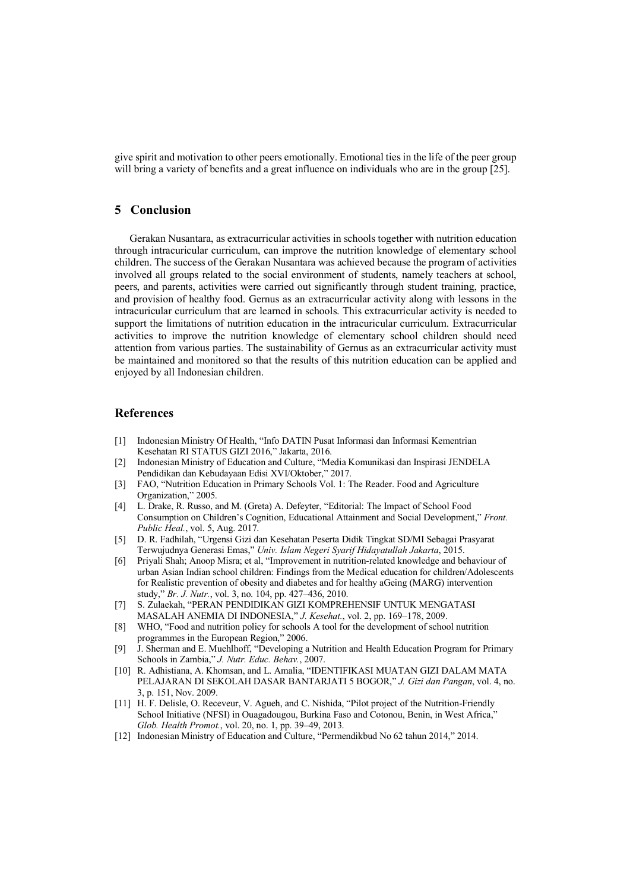give spirit and motivation to other peers emotionally. Emotional ties in the life of the peer group will bring a variety of benefits and a great influence on individuals who are in the group [25].

## 5 Conclusion

Gerakan Nusantara, as extracurricular activities in schools together with nutrition education through intracuricular curriculum, can improve the nutrition knowledge of elementary school children. The success of the Gerakan Nusantara was achieved because the program of activities involved all groups related to the social environment of students, namely teachers at school, peers, and parents, activities were carried out significantly through student training, practice, and provision of healthy food. Gernus as an extracurricular activity along with lessons in the intracuricular curriculum that are learned in schools. This extracurricular activity is needed to support the limitations of nutrition education in the intracuricular curriculum. Extracurricular activities to improve the nutrition knowledge of elementary school children should need attention from various parties. The sustainability of Gernus as an extracurricular activity must be maintained and monitored so that the results of this nutrition education can be applied and enjoyed by all Indonesian children.

## References

[1] Indonesian Ministry Of Health, "Info DATIN Pusat Informasi dan Informasi Kementrian Kesehatan RI STATUS GIZI 2016," Jakarta, 2016.

[2] Indonesian Ministry of Education and Culture, "Media Komunikasi dan Inspirasi JENDELA Pendidikan dan Kebudayaan Edisi XVI/Oktober," 2017.

[3] FAO, "Nutrition Education in Primary Schools Vol. 1: The Reader. Food and Agriculture Organization," 2005.

[4] L. Drake, R. Russo, and M. (Greta) A. Defeyter, "Editorial: The Impact of School Food Consumption on Children's Cognition, Educational Attainment and Social Development," *Front. Public Heal.*, vol. 5, Aug. 2017.

[5] D. R. Fadhilah, "Urgensi Gizi dan Kesehatan Peserta Didik Tingkat SD/MI Sebagai Prasyarat Terwujudnya Generasi Emas," *Univ. Islam Negeri Syarif Hidayatullah Jakarta*, 2015.

[6] Priyali Shah; Anoop Misra; et al, "Improvement in nutrition-related knowledge and behaviour of urban Asian Indian school children: Findings from the Medical education for children/Adolescents for Realistic prevention of obesity and diabetes and for healthy aGeing (MARG) intervention study," *Br. J. Nutr.*, vol. 3, no. 104, pp. 427–436, 2010.

[7] S. Zulaekah, "PERAN PENDIDIKAN GIZI KOMPREHENSIF UNTUK MENGATASI MASALAH ANEMIA DI INDONESIA," *J. Kesehat.*, vol. 2, pp. 169–178, 2009.

[8] WHO, "Food and nutrition policy for schools A tool for the development of school nutrition programmes in the European Region," 2006.

[9] J. Sherman and E. Muehlhoff, "Developing a Nutrition and Health Education Program for Primary Schools in Zambia," *J. Nutr. Educ. Behav.*, 2007.

[10] R. Adhistiana, A. Khomsan, and L. Amalia, "IDENTIFIKASI MUATAN GIZI DALAM MATA PELAJARAN DI SEKOLAH DASAR BANTARJATI 5 BOGOR," *J. Gizi dan Pangan*, vol. 4, no. 3, p. 151, Nov. 2009.

[11] H. F. Delisle, O. Receveur, V. Agueh, and C. Nishida, "Pilot project of the Nutrition-Friendly School Initiative (NFSI) in Ouagadougou, Burkina Faso and Cotonou, Benin, in West Africa," *Glob. Health Promot.*, vol. 20, no. 1, pp. 39–49, 2013.

[12] Indonesian Ministry of Education and Culture, "Permendikbud No 62 tahun 2014," 2014.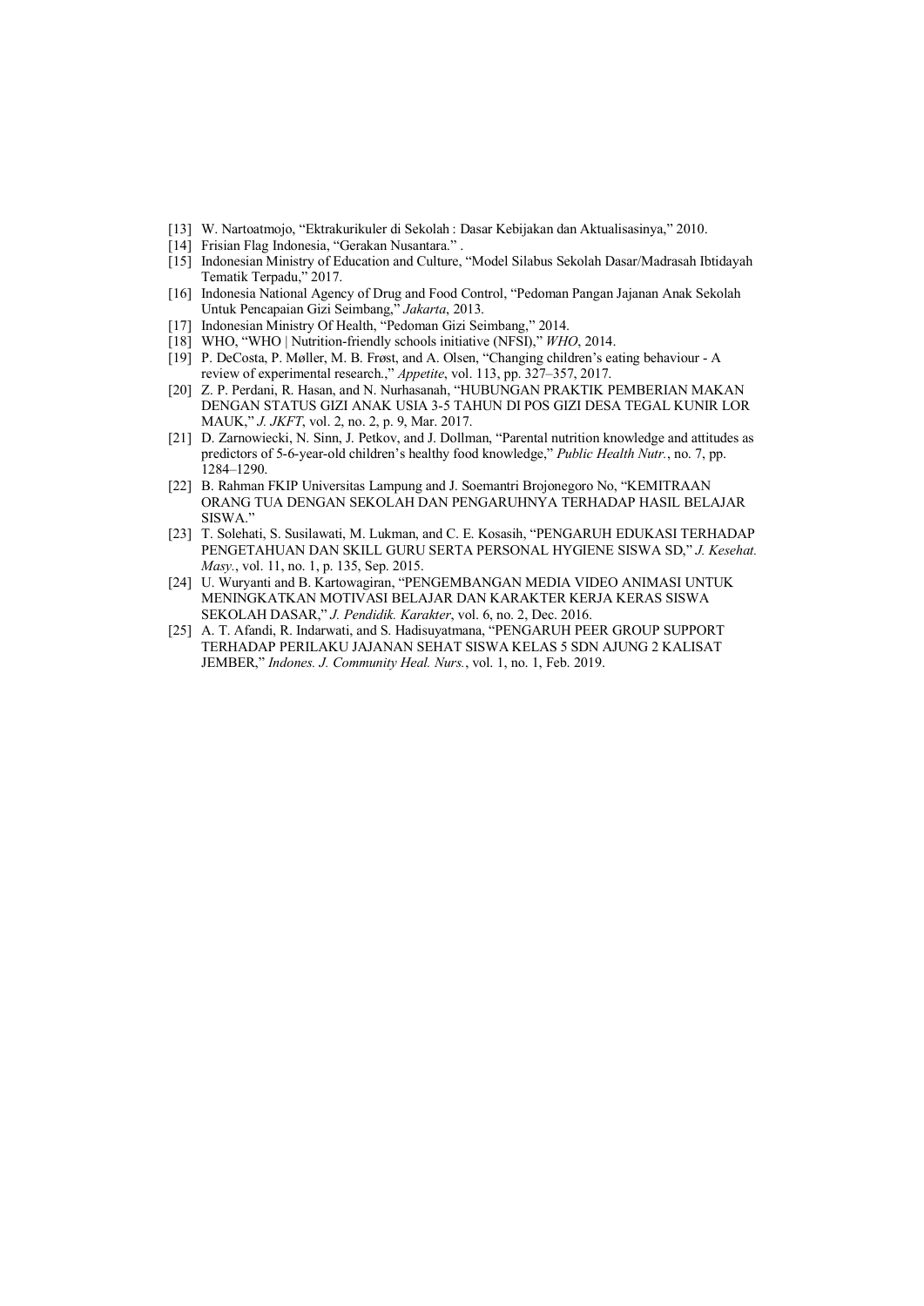[13] W. Nartoatmojo, "Ektrakurikuler di Sekolah : Dasar Kebijakan dan Aktualisasinya," 2010.

[14] Frisian Flag Indonesia, "Gerakan Nusantara." .

[15] Indonesian Ministry of Education and Culture, "Model Silabus Sekolah Dasar/Madrasah Ibtidayah Tematik Terpadu," 2017.

[16] Indonesia National Agency of Drug and Food Control, "Pedoman Pangan Jajanan Anak Sekolah Untuk Pencapaian Gizi Seimbang," *Jakarta*, 2013.

[17] Indonesian Ministry Of Health, "Pedoman Gizi Seimbang," 2014.

[18] WHO, "WHO | Nutrition-friendly schools initiative (NFSI)," *WHO*, 2014.

[19] P. DeCosta, P. Møller, M. B. Frøst, and A. Olsen, "Changing children's eating behaviour - A review of experimental research.," *Appetite*, vol. 113, pp. 327–357, 2017.

[20] Z. P. Perdani, R. Hasan, and N. Nurhasanah, "HUBUNGAN PRAKTIK PEMBERIAN MAKAN DENGAN STATUS GIZI ANAK USIA 3-5 TAHUN DI POS GIZI DESA TEGAL KUNIR LOR MAUK," *J. JKFT*, vol. 2, no. 2, p. 9, Mar. 2017.

[21] D. Zarnowiecki, N. Sinn, J. Petkov, and J. Dollman, "Parental nutrition knowledge and attitudes as predictors of 5-6-year-old children's healthy food knowledge," *Public Health Nutr.*, no. 7, pp. 1284–1290.

[22] B. Rahman FKIP Universitas Lampung and J. Soemantri Brojonegoro No, "KEMITRAAN ORANG TUA DENGAN SEKOLAH DAN PENGARUHNYA TERHADAP HASIL BELAJAR SISWA."

[23] T. Solehati, S. Susilawati, M. Lukman, and C. E. Kosasih, "PENGARUH EDUKASI TERHADAP PENGETAHUAN DAN SKILL GURU SERTA PERSONAL HYGIENE SISWA SD," *J. Kesehat. Masy.*, vol. 11, no. 1, p. 135, Sep. 2015.

[24] U. Wuryanti and B. Kartowagiran, "PENGEMBANGAN MEDIA VIDEO ANIMASI UNTUK MENINGKATKAN MOTIVASI BELAJAR DAN KARAKTER KERJA KERAS SISWA SEKOLAH DASAR," *J. Pendidik. Karakter*, vol. 6, no. 2, Dec. 2016.

[25] A. T. Afandi, R. Indarwati, and S. Hadisuyatmana, "PENGARUH PEER GROUP SUPPORT TERHADAP PERILAKU JAJANAN SEHAT SISWA KELAS 5 SDN AJUNG 2 KALISAT JEMBER," *Indones. J. Community Heal. Nurs.*, vol. 1, no. 1, Feb. 2019.